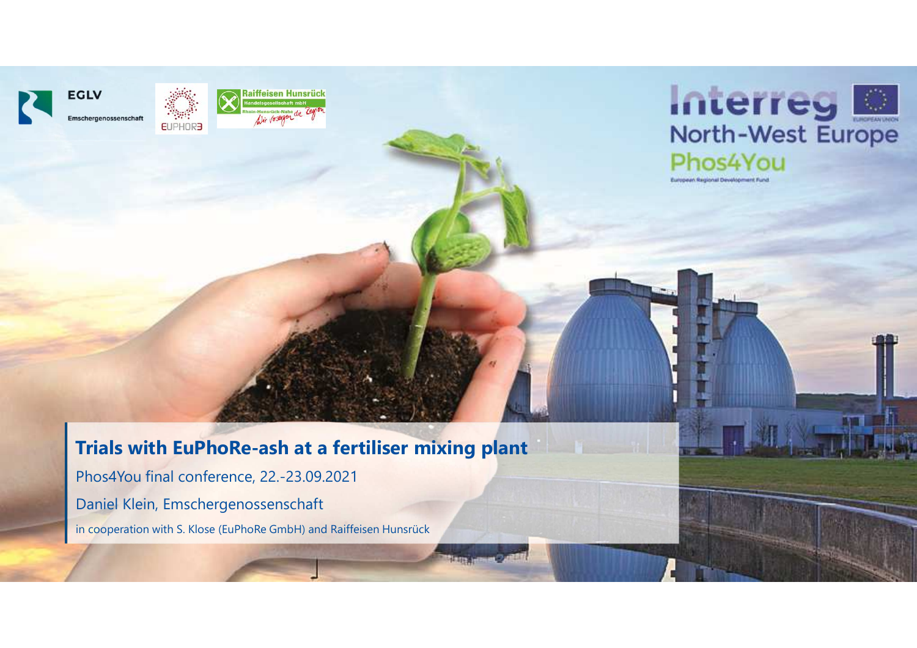# Trials with EuPhoRe-ash at a fertiliser mixing plant

Phos4You final conference, 22.-23.09.2021

Daniel Klein, Emschergenossenschaft

in cooperation with S. Klose (EuPhoRe GmbH) and Raiffeisen Hunsrück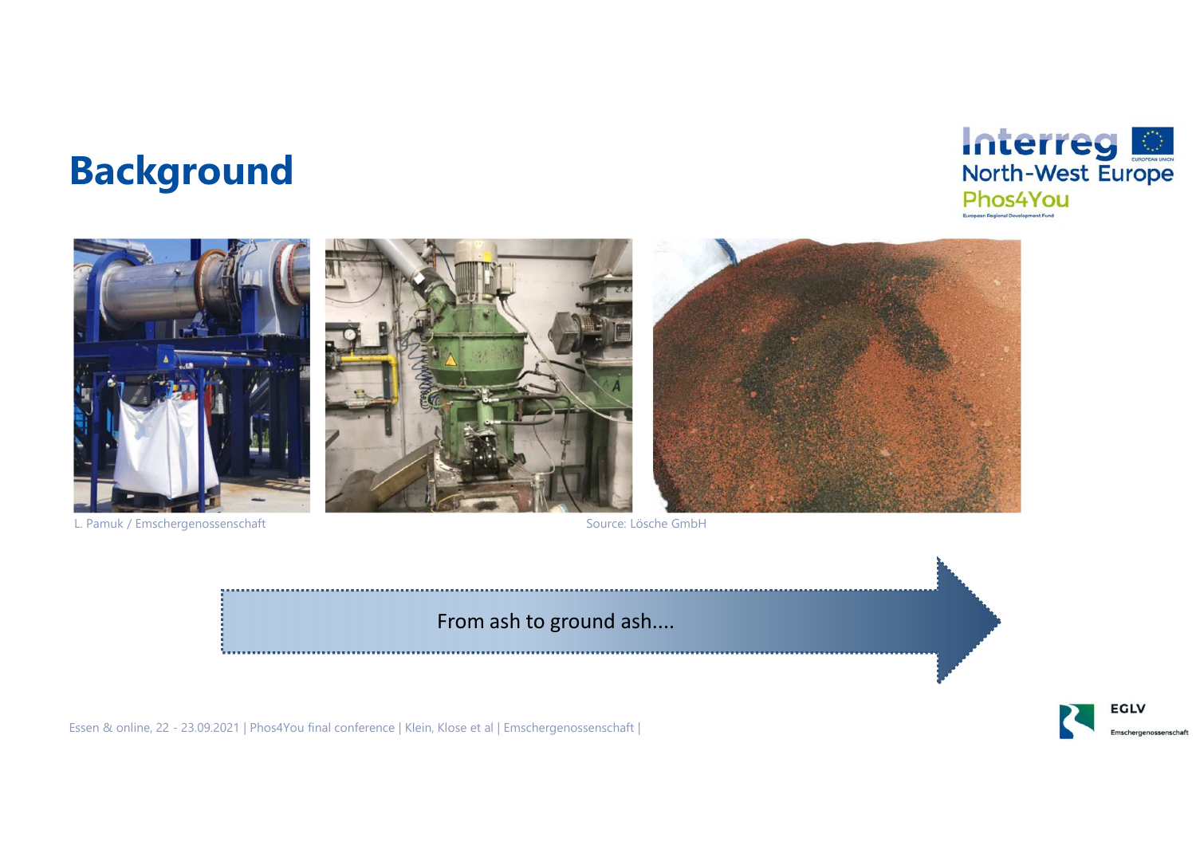# Background

L. Pamuk / Emschergenossenschaft

Source: Lösche GmbH

From ash to ground ash....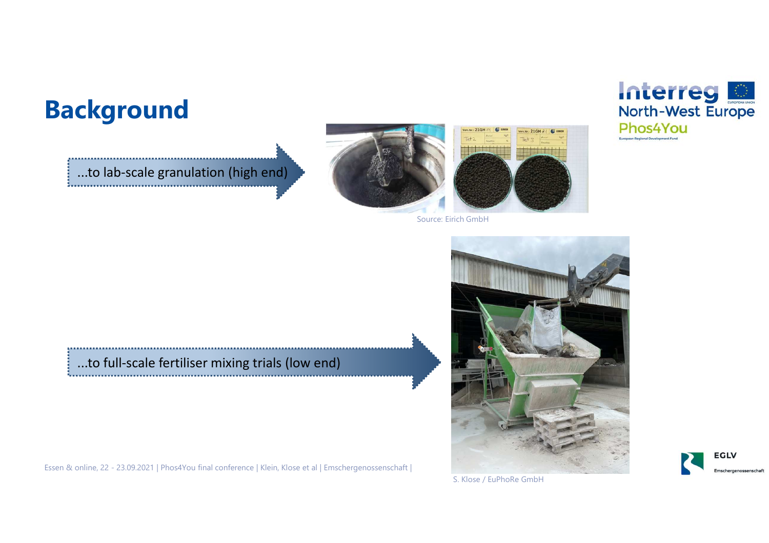# Background

...to lab-scale granulation (high end)

Source: Eirich GmbH

...to full-scale fertiliser mixing trials (low end)

S. Klose / EuPhoRe GmbH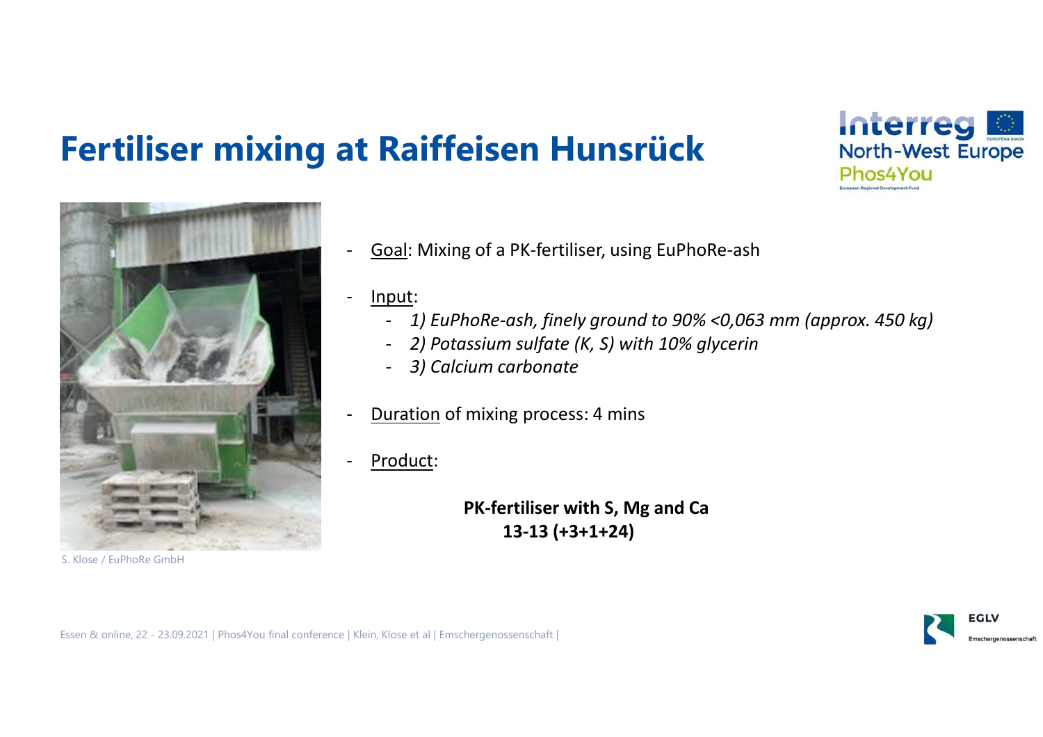# Fertiliser mixing at Raiffeisen Hunsrück

S. Klose / EuPhoRe GmbH

- Goal: Mixing of a PK-fertiliser, using EuPhoRe-ash
- Input:
  - *1) EuPhoRe-ash, finely ground to 90% <0,063 mm (approx. 450 kg)*
  - *2) Potassium sulfate (K, S) with 10% glycerin*
  - *3) Calcium carbonate*
- Duration of mixing process: 4 mins
- Product:

**PK-fertiliser with S, Mg and Ca**
**13-13 (+3+1+24)**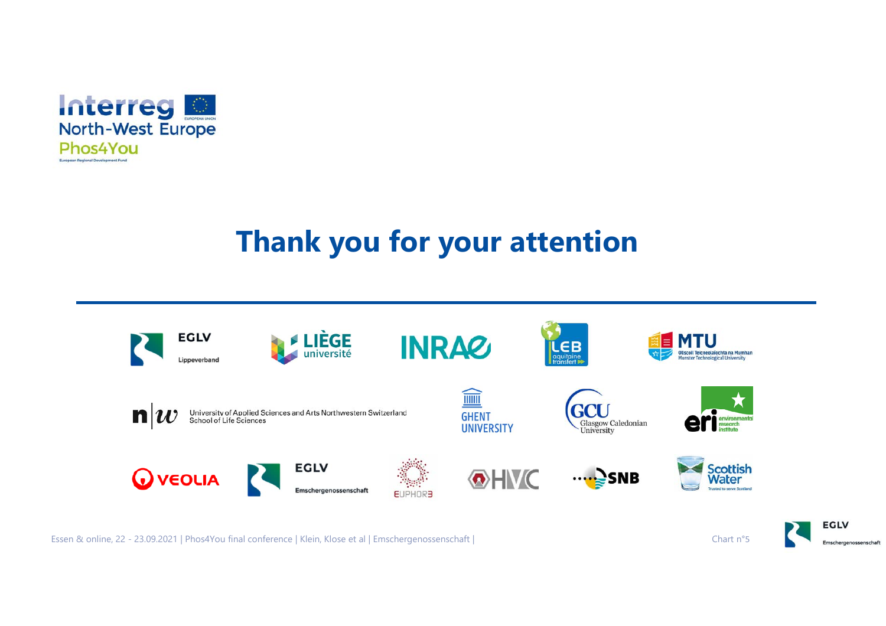Interreg North-West Europe
Phos4You
European Regional Development Fund

# Thank you for your attention

EGLV Lippeverband

LIÈGE université

INRAE

LEB aquitaine transfert

MTU Ollscoil Teicneolaíochta na Mumhan Munster Technological University

n|w University of Applied Sciences and Arts Northwestern Switzerland School of Life Sciences

GHENT UNIVERSITY

GCU Glasgow Caledonian University

eri environmental research institute

VEOLIA

EGLV Emschergenossenschaft

EUPHORE

HVC

SNB

Scottish Water Trusted to serve Scotland

Essen & online, 22 - 23.09.2021 | Phos4You final conference | Klein, Klose et al | Emschergenossenschaft |